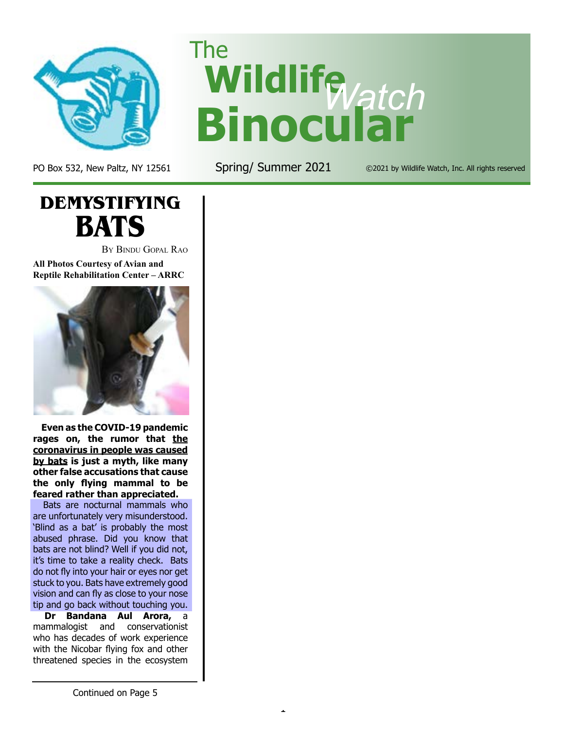# The Wildlife Watch Binocular

PO Box 532, New Paltz, NY 12561

Spring/ Summer 2021

©2021 by Wildlife Watch, Inc. All rights reserved

## DEMYSTIFYING BATS

By Bindu Gopal Rao

**All Photos Courtesy of Avian and Reptile Rehabilitation Center – ARRC**

**Even as the COVID-19 pandemic rages on, the rumor that <u>the coronavirus in people was caused by bats</u> is just a myth, like many other false accusations that cause the only flying mammal to be feared rather than appreciated.**

Bats are nocturnal mammals who are unfortunately very misunderstood. 'Blind as a bat' is probably the most abused phrase. Did you know that bats are not blind? Well if you did not, it's time to take a reality check. Bats do not fly into your hair or eyes nor get stuck to you. Bats have extremely good vision and can fly as close to your nose tip and go back without touching you.

**Dr Bandana Aul Arora,** a mammalogist and conservationist who has decades of work experience with the Nicobar flying fox and other threatened species in the ecosystem

Continued on Page 5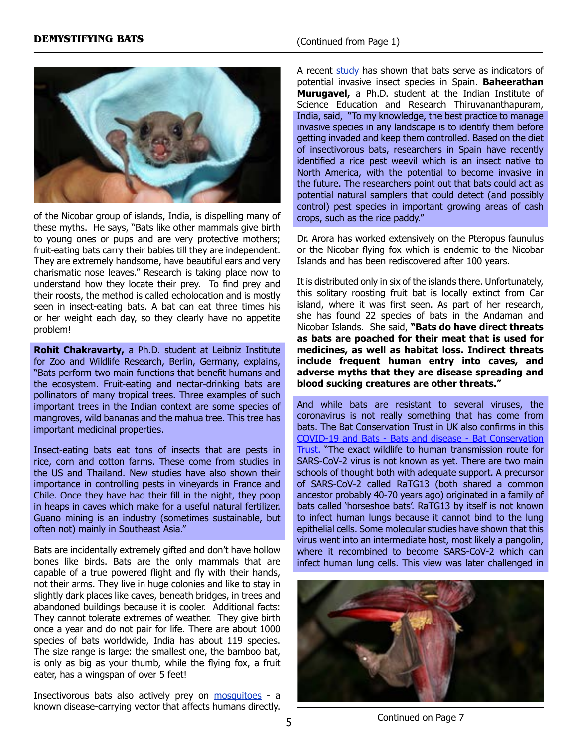of the Nicobar group of islands, India, is dispelling many of these myths. He says, "Bats like other mammals give birth to young ones or pups and are very protective mothers; fruit-eating bats carry their babies till they are independent. They are extremely handsome, have beautiful ears and very charismatic nose leaves." Research is taking place now to understand how they locate their prey. To find prey and their roosts, the method is called echolocation and is mostly seen in insect-eating bats. A bat can eat three times his or her weight each day, so they clearly have no appetite problem!

**Rohit Chakravarty,** a Ph.D. student at Leibniz Institute for Zoo and Wildlife Research, Berlin, Germany, explains, "Bats perform two main functions that benefit humans and the ecosystem. Fruit-eating and nectar-drinking bats are pollinators of many tropical trees. Three examples of such important trees in the Indian context are some species of mangroves, wild bananas and the mahua tree. This tree has important medicinal properties.

Insect-eating bats eat tons of insects that are pests in rice, corn and cotton farms. These come from studies in the US and Thailand. New studies have also shown their importance in controlling pests in vineyards in France and Chile. Once they have had their fill in the night, they poop in heaps in caves which make for a useful natural fertilizer. Guano mining is an industry (sometimes sustainable, but often not) mainly in Southeast Asia."

Bats are incidentally extremely gifted and don't have hollow bones like birds. Bats are the only mammals that are capable of a true powered flight and fly with their hands, not their arms. They live in huge colonies and like to stay in slightly dark places like caves, beneath bridges, in trees and abandoned buildings because it is cooler. Additional facts: They cannot tolerate extremes of weather. They give birth once a year and do not pair for life. There are about 1000 species of bats worldwide, India has about 119 species. The size range is large: the smallest one, the bamboo bat, is only as big as your thumb, while the flying fox, a fruit eater, has a wingspan of over 5 feet!

Insectivorous bats also actively prey on [mosquitoes](mosquitoes) - a known disease-carrying vector that affects humans directly.

A recent [study](study) has shown that bats serve as indicators of potential invasive insect species in Spain. **Baheerathan Murugavel,** a Ph.D. student at the Indian Institute of Science Education and Research Thiruvananthapuram, India, said, "To my knowledge, the best practice to manage invasive species in any landscape is to identify them before getting invaded and keep them controlled. Based on the diet of insectivorous bats, researchers in Spain have recently identified a rice pest weevil which is an insect native to North America, with the potential to become invasive in the future. The researchers point out that bats could act as potential natural samplers that could detect (and possibly control) pest species in important growing areas of cash crops, such as the rice paddy."

Dr. Arora has worked extensively on the Pteropus faunulus or the Nicobar flying fox which is endemic to the Nicobar Islands and has been rediscovered after 100 years.

It is distributed only in six of the islands there. Unfortunately, this solitary roosting fruit bat is locally extinct from Car island, where it was first seen. As part of her research, she has found 22 species of bats in the Andaman and Nicobar Islands. She said, **"Bats do have direct threats as bats are poached for their meat that is used for medicines, as well as habitat loss. Indirect threats include frequent human entry into caves, and adverse myths that they are disease spreading and blood sucking creatures are other threats."**

And while bats are resistant to several viruses, the coronavirus is not really something that has come from bats. The Bat Conservation Trust in UK also confirms in this [COVID-19 and Bats - Bats and disease - Bat Conservation Trust.](COVID-19 and Bats - Bats and disease - Bat Conservation Trust) "The exact wildlife to human transmission route for SARS-CoV-2 virus is not known as yet. There are two main schools of thought both with adequate support. A precursor of SARS-CoV-2 called RaTG13 (both shared a common ancestor probably 40-70 years ago) originated in a family of bats called 'horseshoe bats'. RaTG13 by itself is not known to infect human lungs because it cannot bind to the lung epithelial cells. Some molecular studies have shown that this virus went into an intermediate host, most likely a pangolin, where it recombined to become SARS-CoV-2 which can infect human lung cells. This view was later challenged in

Continued on Page 7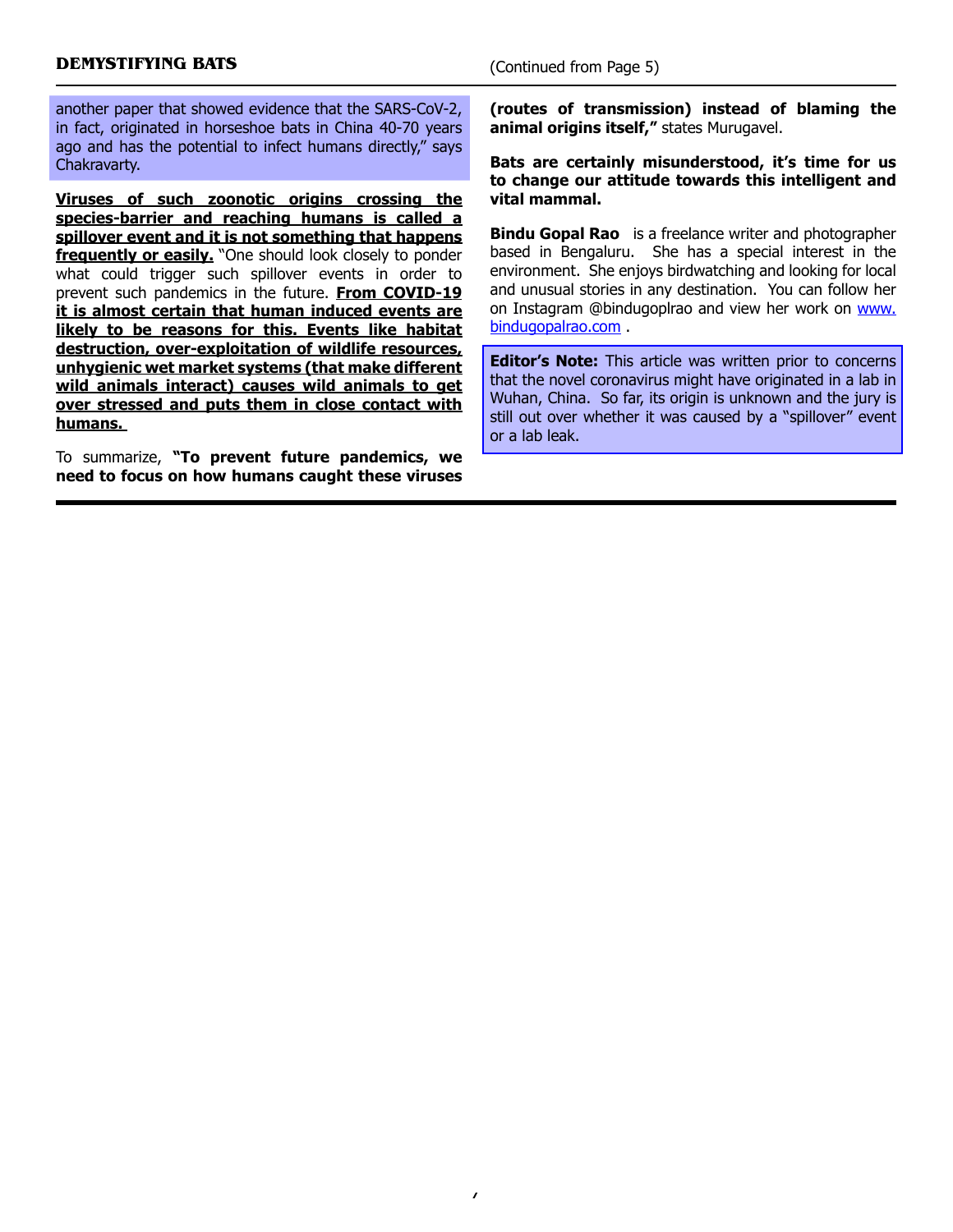another paper that showed evidence that the SARS-CoV-2, in fact, originated in horseshoe bats in China 40-70 years ago and has the potential to infect humans directly," says Chakravarty.

**Viruses of such zoonotic origins crossing the species-barrier and reaching humans is called a spillover event and it is not something that happens frequently or easily.** "One should look closely to ponder what could trigger such spillover events in order to prevent such pandemics in the future. **From COVID-19 it is almost certain that human induced events are likely to be reasons for this. Events like habitat destruction, over-exploitation of wildlife resources, unhygienic wet market systems (that make different wild animals interact) causes wild animals to get over stressed and puts them in close contact with humans.**

To summarize, **"To prevent future pandemics, we need to focus on how humans caught these viruses (routes of transmission) instead of blaming the animal origins itself,"** states Murugavel.

**Bats are certainly misunderstood, it's time for us to change our attitude towards this intelligent and vital mammal.**

**Bindu Gopal Rao** is a freelance writer and photographer based in Bengaluru. She has a special interest in the environment. She enjoys birdwatching and looking for local and unusual stories in any destination. You can follow her on Instagram @bindugoplrao and view her work on www.bindugopalrao.com .

**Editor's Note:** This article was written prior to concerns that the novel coronavirus might have originated in a lab in Wuhan, China. So far, its origin is unknown and the jury is still out over whether it was caused by a "spillover" event or a lab leak.